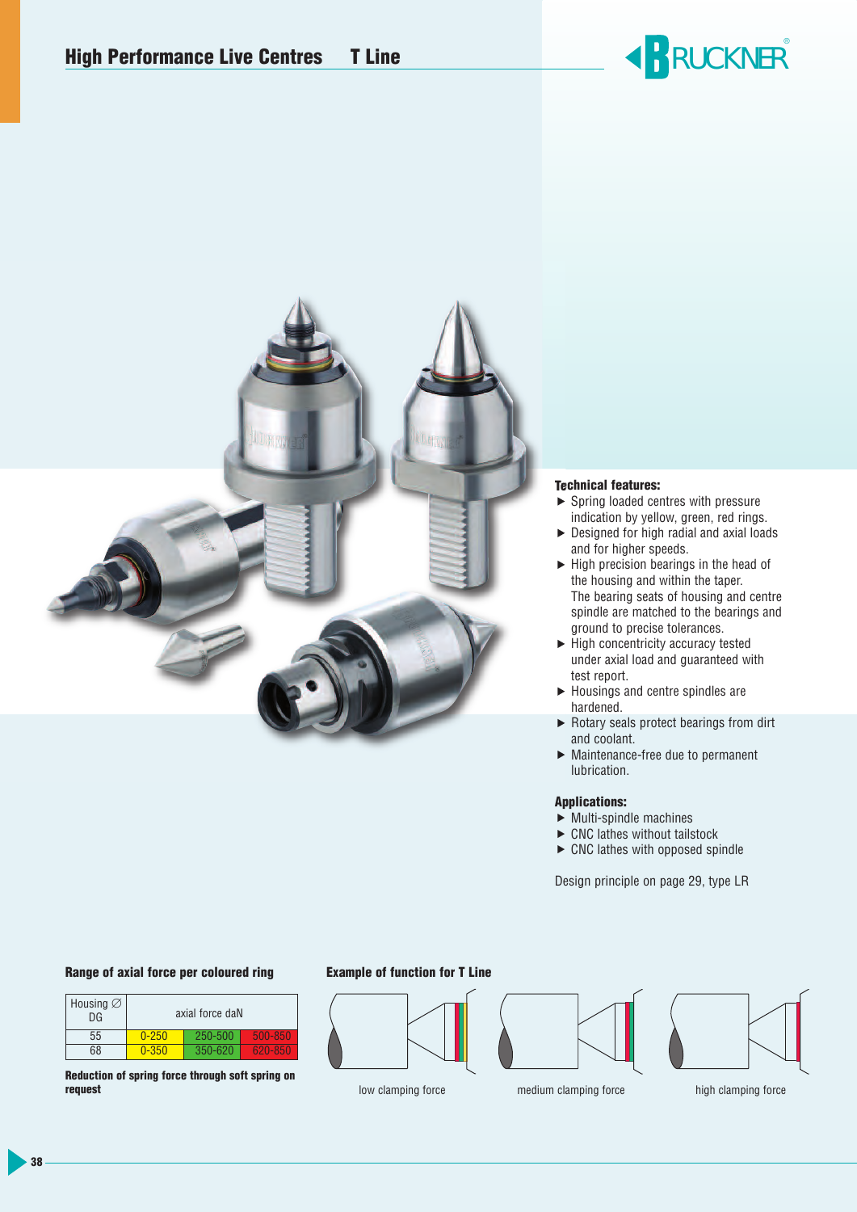# High Performance Live Centres T Line

**Technical features:**

- Spring loaded centres with pressure indication by yellow, green, red rings.
- Designed for high radial and axial loads and for higher speeds.
- High precision bearings in the head of the housing and within the taper. The bearing seats of housing and centre spindle are matched to the bearings and ground to precise tolerances.
- High concentricity accuracy tested under axial load and guaranteed with test report.
- Housings and centre spindles are hardened.
- Rotary seals protect bearings from dirt and coolant.
- Maintenance-free due to permanent lubrication.

**Applications:**

- Multi-spindle machines
- CNC lathes without tailstock
- CNC lathes with opposed spindle

Design principle on page 29, type LR

**Range of axial force per coloured ring**

| Housing ∅ DG | axial force daN | | |
|---|---|---|---|
| 55 | 0-250 | 250-500 | 500-850 |
| 68 | 0-350 | 350-620 | 620-850 |

**Reduction of spring force through soft spring on request**

**Example of function for T Line**

low clamping force

medium clamping force

high clamping force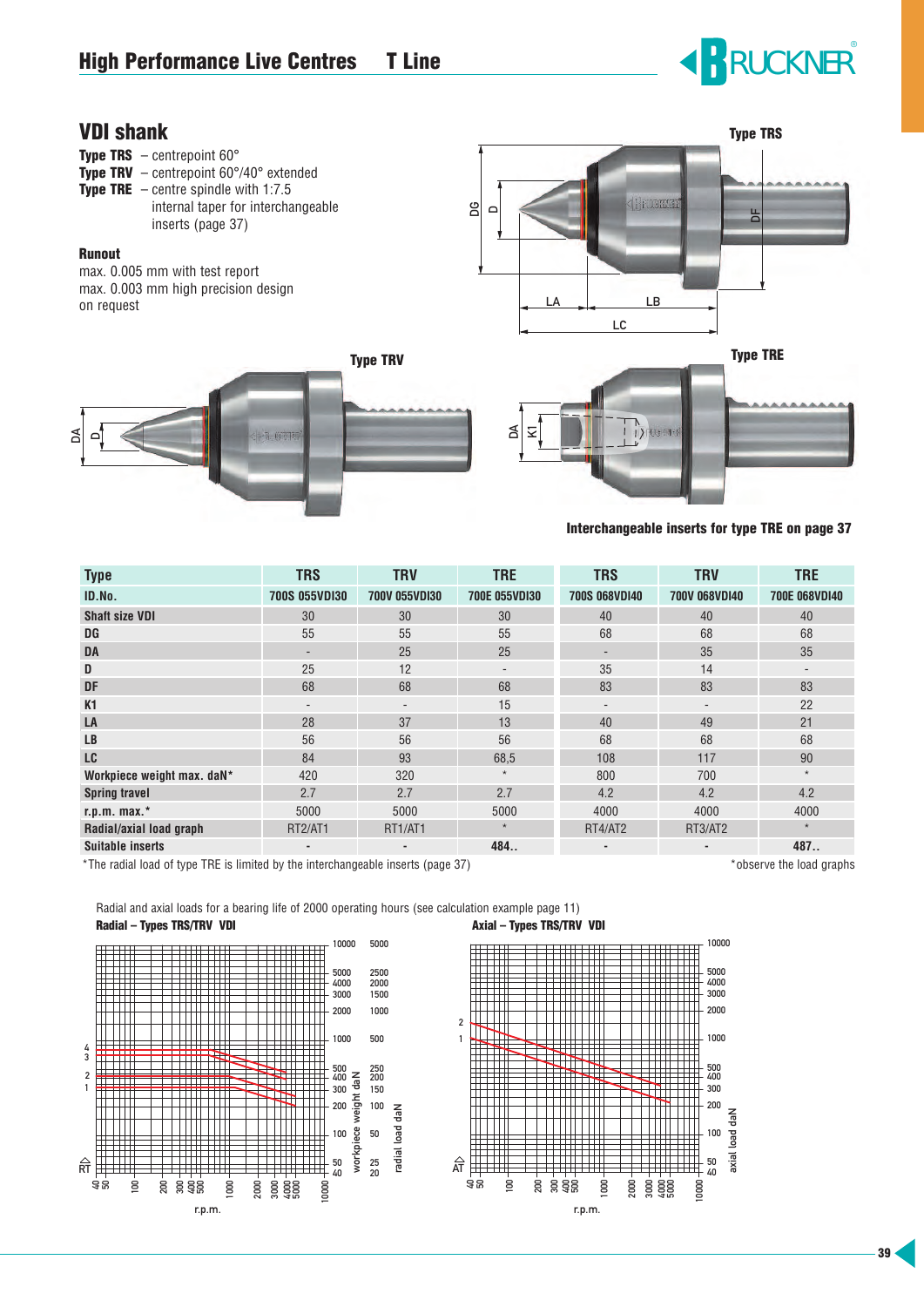# High Performance Live Centres T Line

## VDI shank

**Type TRS** – centrepoint 60°
**Type TRV** – centrepoint 60°/40° extended
**Type TRE** – centre spindle with 1:7.5 internal taper for interchangeable inserts (page 37)

**Runout**
max. 0.005 mm with test report
max. 0.003 mm high precision design on request

Type TRS

Type TRV

Type TRE

**Interchangeable inserts for type TRE on page 37**

| Type | TRS | TRV | TRE | TRS | TRV | TRE |
|---|---|---|---|---|---|---|
| ID.No. | 700S 055VDI30 | 700V 055VDI30 | 700E 055VDI30 | 700S 068VDI40 | 700V 068VDI40 | 700E 068VDI40 |
| Shaft size VDI | 30 | 30 | 30 | 40 | 40 | 40 |
| DG | 55 | 55 | 55 | 68 | 68 | 68 |
| DA | - | 25 | 25 | - | 35 | 35 |
| D | 25 | 12 | - | 35 | 14 | - |
| DF | 68 | 68 | 68 | 83 | 83 | 83 |
| K1 | - | - | 15 | - | - | 22 |
| LA | 28 | 37 | 13 | 40 | 49 | 21 |
| LB | 56 | 56 | 56 | 68 | 68 | 68 |
| LC | 84 | 93 | 68,5 | 108 | 117 | 90 |
| Workpiece weight max. daN* | 420 | 320 | * | 800 | 700 | * |
| Spring travel | 2.7 | 2.7 | 2.7 | 4.2 | 4.2 | 4.2 |
| r.p.m. max.* | 5000 | 5000 | 5000 | 4000 | 4000 | 4000 |
| Radial/axial load graph | RT2/AT1 | RT1/AT1 | * | RT4/AT2 | RT3/AT2 | * |
| Suitable inserts | - | - | 484.. | - | - | 487.. |

*The radial load of type TRE is limited by the interchangeable inserts (page 37)

*observe the load graphs

Radial and axial loads for a bearing life of 2000 operating hours (see calculation example page 11)

**Radial – Types TRS/TRV VDI**

**Axial – Types TRS/TRV VDI**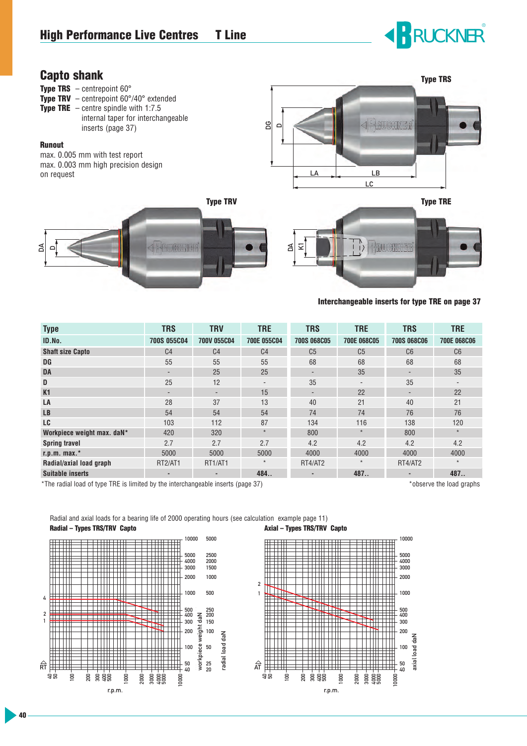# High Performance Live Centres T Line

## Capto shank

**Type TRS** – centrepoint 60°
**Type TRV** – centrepoint 60°/40° extended
**Type TRE** – centre spindle with 1:7.5 internal taper for interchangeable inserts (page 37)

**Runout**
max. 0.005 mm with test report
max. 0.003 mm high precision design on request

Type TRS

Type TRV

Type TRE

**Interchangeable inserts for type TRE on page 37**

| Type | TRS | TRV | TRE | TRS | TRE | TRS | TRE |
|---|---|---|---|---|---|---|---|
| ID.No. | 700S 055C04 | 700V 055C04 | 700E 055C04 | 700S 068C05 | 700E 068C05 | 700S 068C06 | 700E 068C06 |
| Shaft size Capto | C4 | C4 | C4 | C5 | C5 | C6 | C6 |
| DG | 55 | 55 | 55 | 68 | 68 | 68 | 68 |
| DA | - | 25 | 25 | - | 35 | - | 35 |
| D | 25 | 12 | - | 35 | - | 35 | - |
| K1 | - | - | 15 | - | 22 | - | 22 |
| LA | 28 | 37 | 13 | 40 | 21 | 40 | 21 |
| LB | 54 | 54 | 54 | 74 | 74 | 76 | 76 |
| LC | 103 | 112 | 87 | 134 | 116 | 138 | 120 |
| Workpiece weight max. daN* | 420 | 320 | * | 800 | * | 800 | * |
| Spring travel | 2.7 | 2.7 | 2.7 | 4.2 | 4.2 | 4.2 | 4.2 |
| r.p.m. max.* | 5000 | 5000 | 5000 | 4000 | 4000 | 4000 | 4000 |
| Radial/axial load graph | RT2/AT1 | RT1/AT1 | * | RT4/AT2 | * | RT4/AT2 | * |
| Suitable inserts | - | - | 484.. | - | 487.. | - | 487.. |

*The radial load of type TRE is limited by the interchangeable inserts (page 37)

*observe the load graphs

Radial and axial loads for a bearing life of 2000 operating hours (see calculation example page 11)

**Radial – Types TRS/TRV Capto**

**Axial – Types TRS/TRV Capto**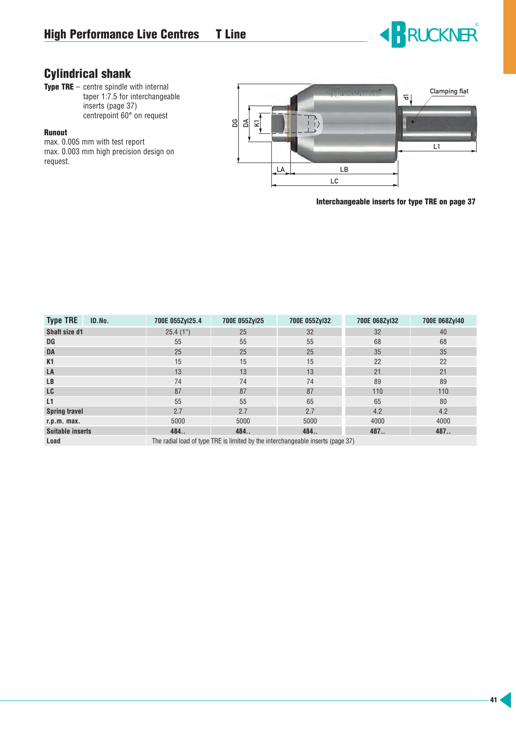## Cylindrical shank

**Type TRE** – centre spindle with internal taper 1:7.5 for interchangeable inserts (page 37) centrepoint 60° on request

**Runout**
max. 0.005 mm with test report
max. 0.003 mm high precision design on request.

DG
DA
K1
d1
Clamping flat
L1
LA
LB
LC

**Interchangeable inserts for type TRE on page 37**

| Type TRE | ID.No. | 700E 055Zyl25.4 | 700E 055Zyl25 | 700E 055Zyl32 | 700E 068Zyl32 | 700E 068Zyl40 |
|---|---|---|---|---|---|---|
| **Shaft size d1** | | 25.4 (1") | 25 | 32 | 32 | 40 |
| **DG** | | 55 | 55 | 55 | 68 | 68 |
| **DA** | | 25 | 25 | 25 | 35 | 35 |
| **K1** | | 15 | 15 | 15 | 22 | 22 |
| **LA** | | 13 | 13 | 13 | 21 | 21 |
| **LB** | | 74 | 74 | 74 | 89 | 89 |
| **LC** | | 87 | 87 | 87 | 110 | 110 |
| **L1** | | 55 | 55 | 65 | 65 | 80 |
| **Spring travel** | | 2.7 | 2.7 | 2.7 | 4.2 | 4.2 |
| **r.p.m. max.** | | 5000 | 5000 | 5000 | 4000 | 4000 |
| **Suitable inserts** | | **484..** | **484..** | **484..** | **487..** | **487..** |
| **Load** | | The radial load of type TRE is limited by the interchangeable inserts (page 37) | | | | |